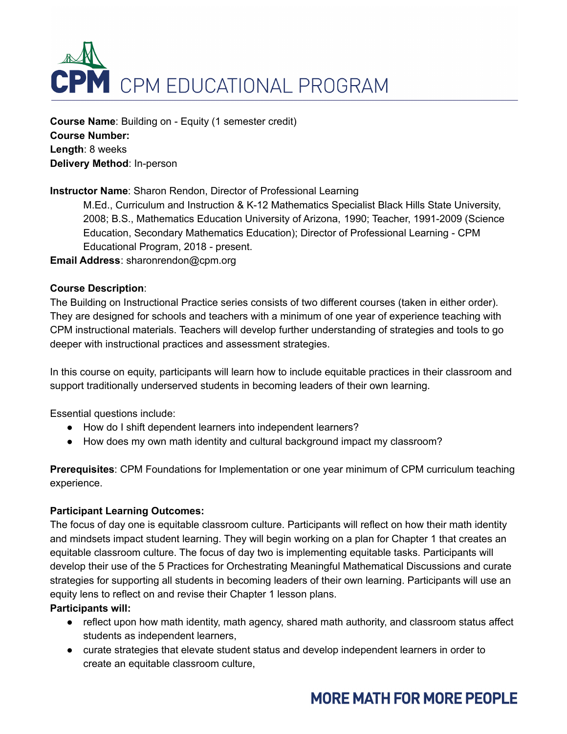# CPM EDUCATIONAL PROGRAM

**Course Name**: Building on - Equity (1 semester credit)
**Course Number:**
**Length**: 8 weeks
**Delivery Method**: In-person

**Instructor Name**: Sharon Rendon, Director of Professional Learning

M.Ed., Curriculum and Instruction & K-12 Mathematics Specialist Black Hills State University, 2008; B.S., Mathematics Education University of Arizona, 1990; Teacher, 1991-2009 (Science Education, Secondary Mathematics Education); Director of Professional Learning - CPM Educational Program, 2018 - present.

**Email Address**: sharonrendon@cpm.org

**Course Description**:

The Building on Instructional Practice series consists of two different courses (taken in either order). They are designed for schools and teachers with a minimum of one year of experience teaching with CPM instructional materials. Teachers will develop further understanding of strategies and tools to go deeper with instructional practices and assessment strategies.

In this course on equity, participants will learn how to include equitable practices in their classroom and support traditionally underserved students in becoming leaders of their own learning.

Essential questions include:

- How do I shift dependent learners into independent learners?
- How does my own math identity and cultural background impact my classroom?

**Prerequisites**: CPM Foundations for Implementation or one year minimum of CPM curriculum teaching experience.

**Participant Learning Outcomes:**

The focus of day one is equitable classroom culture. Participants will reflect on how their math identity and mindsets impact student learning. They will begin working on a plan for Chapter 1 that creates an equitable classroom culture. The focus of day two is implementing equitable tasks. Participants will develop their use of the 5 Practices for Orchestrating Meaningful Mathematical Discussions and curate strategies for supporting all students in becoming leaders of their own learning. Participants will use an equity lens to reflect on and revise their Chapter 1 lesson plans.

**Participants will:**

- reflect upon how math identity, math agency, shared math authority, and classroom status affect students as independent learners,
- curate strategies that elevate student status and develop independent learners in order to create an equitable classroom culture,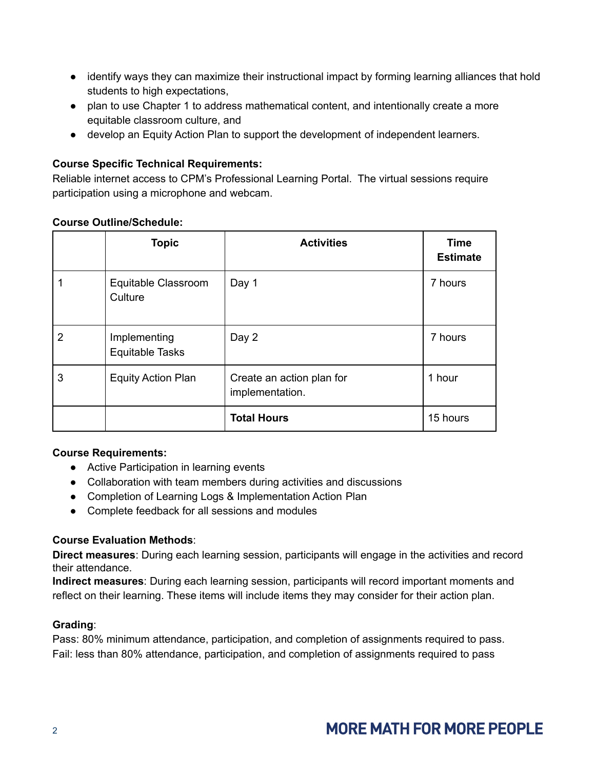- identify ways they can maximize their instructional impact by forming learning alliances that hold students to high expectations,
- plan to use Chapter 1 to address mathematical content, and intentionally create a more equitable classroom culture, and
- develop an Equity Action Plan to support the development of independent learners.

**Course Specific Technical Requirements:**
Reliable internet access to CPM's Professional Learning Portal. The virtual sessions require participation using a microphone and webcam.

**Course Outline/Schedule:**

| | Topic | Activities | Time Estimate |
|---|---|---|---|
| 1 | Equitable Classroom Culture | Day 1 | 7 hours |
| 2 | Implementing Equitable Tasks | Day 2 | 7 hours |
| 3 | Equity Action Plan | Create an action plan for implementation. | 1 hour |
| | | **Total Hours** | 15 hours |

**Course Requirements:**

- Active Participation in learning events
- Collaboration with team members during activities and discussions
- Completion of Learning Logs & Implementation Action Plan
- Complete feedback for all sessions and modules

**Course Evaluation Methods**:
**Direct measures**: During each learning session, participants will engage in the activities and record their attendance.
**Indirect measures**: During each learning session, participants will record important moments and reflect on their learning. These items will include items they may consider for their action plan.

**Grading**:
Pass: 80% minimum attendance, participation, and completion of assignments required to pass.
Fail: less than 80% attendance, participation, and completion of assignments required to pass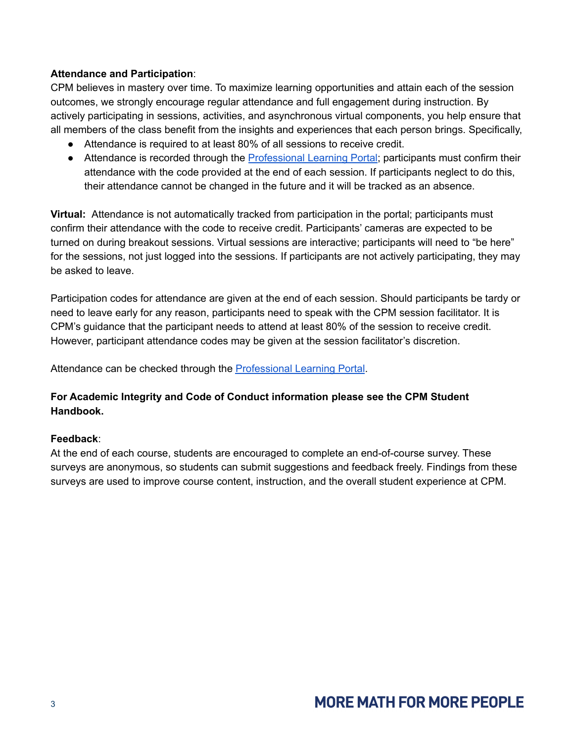**Attendance and Participation**:
CPM believes in mastery over time. To maximize learning opportunities and attain each of the session outcomes, we strongly encourage regular attendance and full engagement during instruction. By actively participating in sessions, activities, and asynchronous virtual components, you help ensure that all members of the class benefit from the insights and experiences that each person brings. Specifically,

- Attendance is required to at least 80% of all sessions to receive credit.
- Attendance is recorded through the Professional Learning Portal; participants must confirm their attendance with the code provided at the end of each session. If participants neglect to do this, their attendance cannot be changed in the future and it will be tracked as an absence.

**Virtual:** Attendance is not automatically tracked from participation in the portal; participants must confirm their attendance with the code to receive credit. Participants' cameras are expected to be turned on during breakout sessions. Virtual sessions are interactive; participants will need to "be here" for the sessions, not just logged into the sessions. If participants are not actively participating, they may be asked to leave.

Participation codes for attendance are given at the end of each session. Should participants be tardy or need to leave early for any reason, participants need to speak with the CPM session facilitator. It is CPM's guidance that the participant needs to attend at least 80% of the session to receive credit. However, participant attendance codes may be given at the session facilitator's discretion.

Attendance can be checked through the Professional Learning Portal.

**For Academic Integrity and Code of Conduct information please see the CPM Student Handbook.**

**Feedback**:
At the end of each course, students are encouraged to complete an end-of-course survey. These surveys are anonymous, so students can submit suggestions and feedback freely. Findings from these surveys are used to improve course content, instruction, and the overall student experience at CPM.